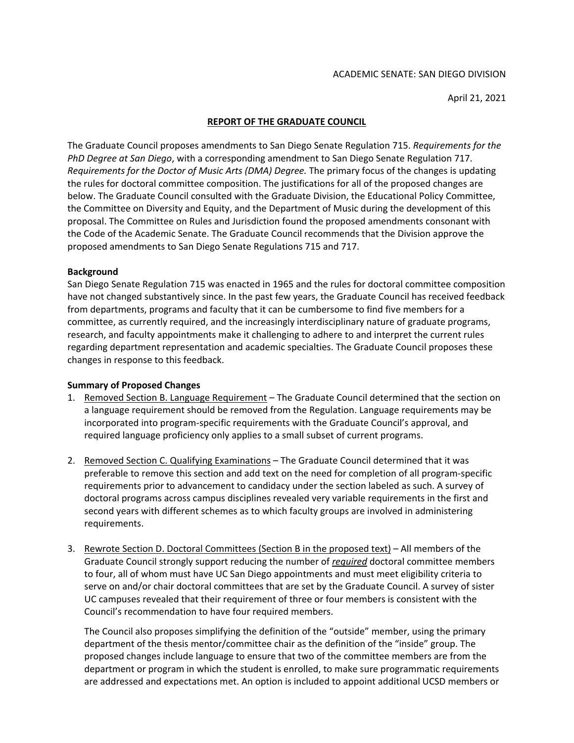ACADEMIC SENATE: SAN DIEGO DIVISION

April 21, 2021

## REPORT OF THE GRADUATE COUNCIL

The Graduate Council proposes amendments to San Diego Senate Regulation 715. *Requirements for the PhD Degree at San Diego*, with a corresponding amendment to San Diego Senate Regulation 717. *Requirements for the Doctor of Music Arts (DMA) Degree.* The primary focus of the changes is updating the rules for doctoral committee composition. The justifications for all of the proposed changes are below. The Graduate Council consulted with the Graduate Division, the Educational Policy Committee, the Committee on Diversity and Equity, and the Department of Music during the development of this proposal. The Committee on Rules and Jurisdiction found the proposed amendments consonant with the Code of the Academic Senate. The Graduate Council recommends that the Division approve the proposed amendments to San Diego Senate Regulations 715 and 717.

**Background**

San Diego Senate Regulation 715 was enacted in 1965 and the rules for doctoral committee composition have not changed substantively since. In the past few years, the Graduate Council has received feedback from departments, programs and faculty that it can be cumbersome to find five members for a committee, as currently required, and the increasingly interdisciplinary nature of graduate programs, research, and faculty appointments make it challenging to adhere to and interpret the current rules regarding department representation and academic specialties. The Graduate Council proposes these changes in response to this feedback.

**Summary of Proposed Changes**

1. Removed Section B. Language Requirement – The Graduate Council determined that the section on a language requirement should be removed from the Regulation. Language requirements may be incorporated into program-specific requirements with the Graduate Council's approval, and required language proficiency only applies to a small subset of current programs.

2. Removed Section C. Qualifying Examinations – The Graduate Council determined that it was preferable to remove this section and add text on the need for completion of all program-specific requirements prior to advancement to candidacy under the section labeled as such. A survey of doctoral programs across campus disciplines revealed very variable requirements in the first and second years with different schemes as to which faculty groups are involved in administering requirements.

3. Rewrote Section D. Doctoral Committees (Section B in the proposed text) – All members of the Graduate Council strongly support reducing the number of ***required*** doctoral committee members to four, all of whom must have UC San Diego appointments and must meet eligibility criteria to serve on and/or chair doctoral committees that are set by the Graduate Council. A survey of sister UC campuses revealed that their requirement of three or four members is consistent with the Council's recommendation to have four required members.

   The Council also proposes simplifying the definition of the "outside" member, using the primary department of the thesis mentor/committee chair as the definition of the "inside" group. The proposed changes include language to ensure that two of the committee members are from the department or program in which the student is enrolled, to make sure programmatic requirements are addressed and expectations met. An option is included to appoint additional UCSD members or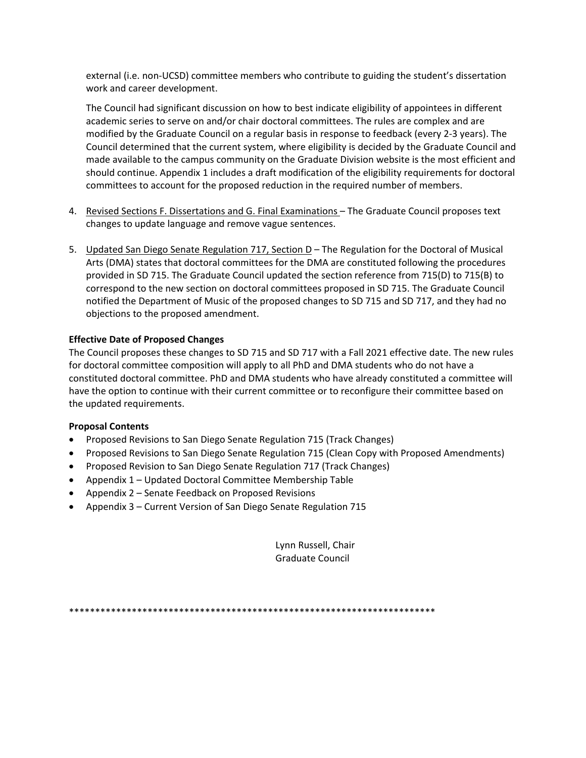external (i.e. non-UCSD) committee members who contribute to guiding the student's dissertation work and career development.

The Council had significant discussion on how to best indicate eligibility of appointees in different academic series to serve on and/or chair doctoral committees. The rules are complex and are modified by the Graduate Council on a regular basis in response to feedback (every 2-3 years). The Council determined that the current system, where eligibility is decided by the Graduate Council and made available to the campus community on the Graduate Division website is the most efficient and should continue. Appendix 1 includes a draft modification of the eligibility requirements for doctoral committees to account for the proposed reduction in the required number of members.

4. <u>Revised Sections F. Dissertations and G. Final Examinations</u> – The Graduate Council proposes text changes to update language and remove vague sentences.

5. <u>Updated San Diego Senate Regulation 717, Section D</u> – The Regulation for the Doctoral of Musical Arts (DMA) states that doctoral committees for the DMA are constituted following the procedures provided in SD 715. The Graduate Council updated the section reference from 715(D) to 715(B) to correspond to the new section on doctoral committees proposed in SD 715. The Graduate Council notified the Department of Music of the proposed changes to SD 715 and SD 717, and they had no objections to the proposed amendment.

**Effective Date of Proposed Changes**

The Council proposes these changes to SD 715 and SD 717 with a Fall 2021 effective date. The new rules for doctoral committee composition will apply to all PhD and DMA students who do not have a constituted doctoral committee. PhD and DMA students who have already constituted a committee will have the option to continue with their current committee or to reconfigure their committee based on the updated requirements.

**Proposal Contents**

- Proposed Revisions to San Diego Senate Regulation 715 (Track Changes)
- Proposed Revisions to San Diego Senate Regulation 715 (Clean Copy with Proposed Amendments)
- Proposed Revision to San Diego Senate Regulation 717 (Track Changes)
- Appendix 1 – Updated Doctoral Committee Membership Table
- Appendix 2 – Senate Feedback on Proposed Revisions
- Appendix 3 – Current Version of San Diego Senate Regulation 715

Lynn Russell, Chair
Graduate Council

************************************************************************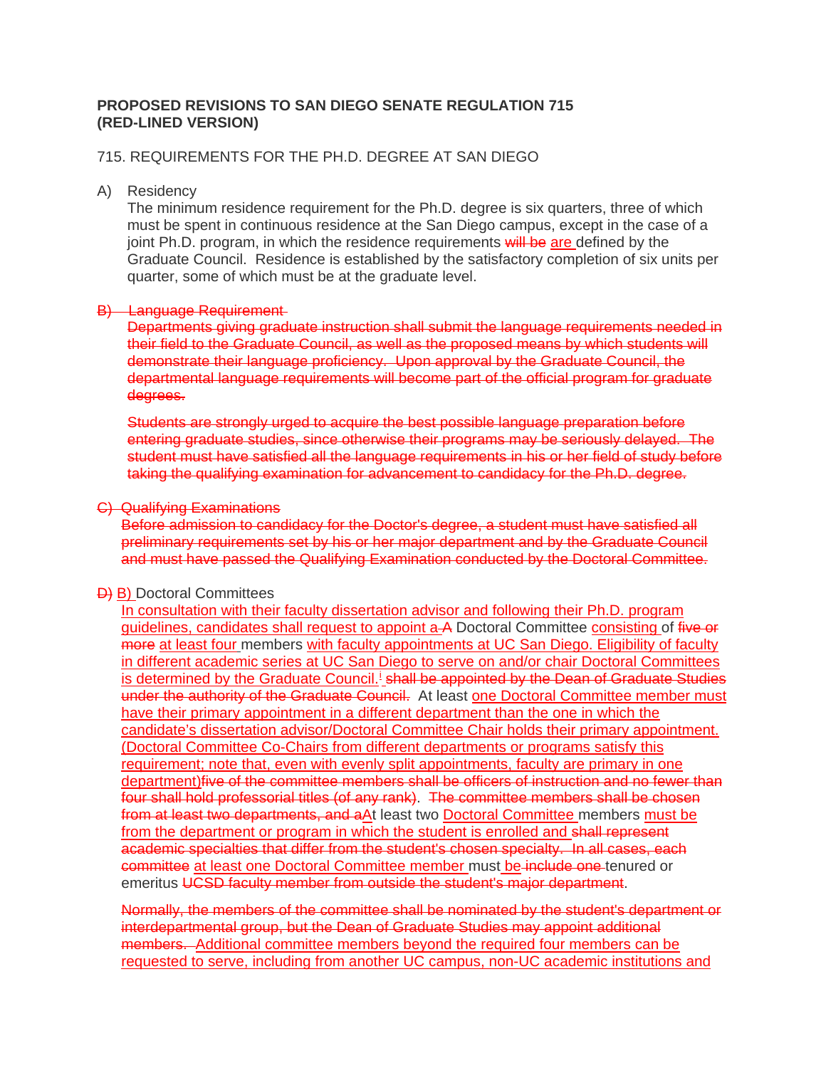**PROPOSED REVISIONS TO SAN DIEGO SENATE REGULATION 715**
**(RED-LINED VERSION)**

715. REQUIREMENTS FOR THE PH.D. DEGREE AT SAN DIEGO

A) Residency

The minimum residence requirement for the Ph.D. degree is six quarters, three of which must be spent in continuous residence at the San Diego campus, except in the case of a joint Ph.D. program, in which the residence requirements ~~will be~~ are defined by the Graduate Council. Residence is established by the satisfactory completion of six units per quarter, some of which must be at the graduate level.

~~B) Language Requirement~~

~~Departments giving graduate instruction shall submit the language requirements needed in their field to the Graduate Council, as well as the proposed means by which students will demonstrate their language proficiency. Upon approval by the Graduate Council, the departmental language requirements will become part of the official program for graduate degrees.~~

~~Students are strongly urged to acquire the best possible language preparation before entering graduate studies, since otherwise their programs may be seriously delayed. The student must have satisfied all the language requirements in his or her field of study before taking the qualifying examination for advancement to candidacy for the Ph.D. degree.~~

~~C) Qualifying Examinations~~

~~Before admission to candidacy for the Doctor's degree, a student must have satisfied all preliminary requirements set by his or her major department and by the Graduate Council and must have passed the Qualifying Examination conducted by the Doctoral Committee.~~

~~D)~~ B) Doctoral Committees

In consultation with their faculty dissertation advisor and following their Ph.D. program guidelines, candidates shall request to appoint a ~~A~~ Doctoral Committee consisting of ~~five or more~~ at least four members with faculty appointments at UC San Diego. Eligibility of faculty in different academic series at UC San Diego to serve on and/or chair Doctoral Committees is determined by the Graduate Council.[i] ~~shall be appointed by the Dean of Graduate Studies under the authority of the Graduate Council.~~ At least one Doctoral Committee member must have their primary appointment in a different department than the one in which the candidate's dissertation advisor/Doctoral Committee Chair holds their primary appointment. (Doctoral Committee Co-Chairs from different departments or programs satisfy this requirement; note that, even with evenly split appointments, faculty are primary in one department)~~five of the committee members shall be officers of instruction and no fewer than four shall hold professorial titles (of any rank)~~. ~~The committee members shall be chosen from at least two departments, and a~~At least two Doctoral Committee members must be from the department or program in which the student is enrolled and ~~shall represent academic specialties that differ from the student's chosen specialty. In all cases, each committee~~ at least one Doctoral Committee member must be ~~include one~~ tenured or emeritus ~~UCSD faculty member from outside the student's major department~~.

~~Normally, the members of the committee shall be nominated by the student's department or interdepartmental group, but the Dean of Graduate Studies may appoint additional members.~~ Additional committee members beyond the required four members can be requested to serve, including from another UC campus, non-UC academic institutions and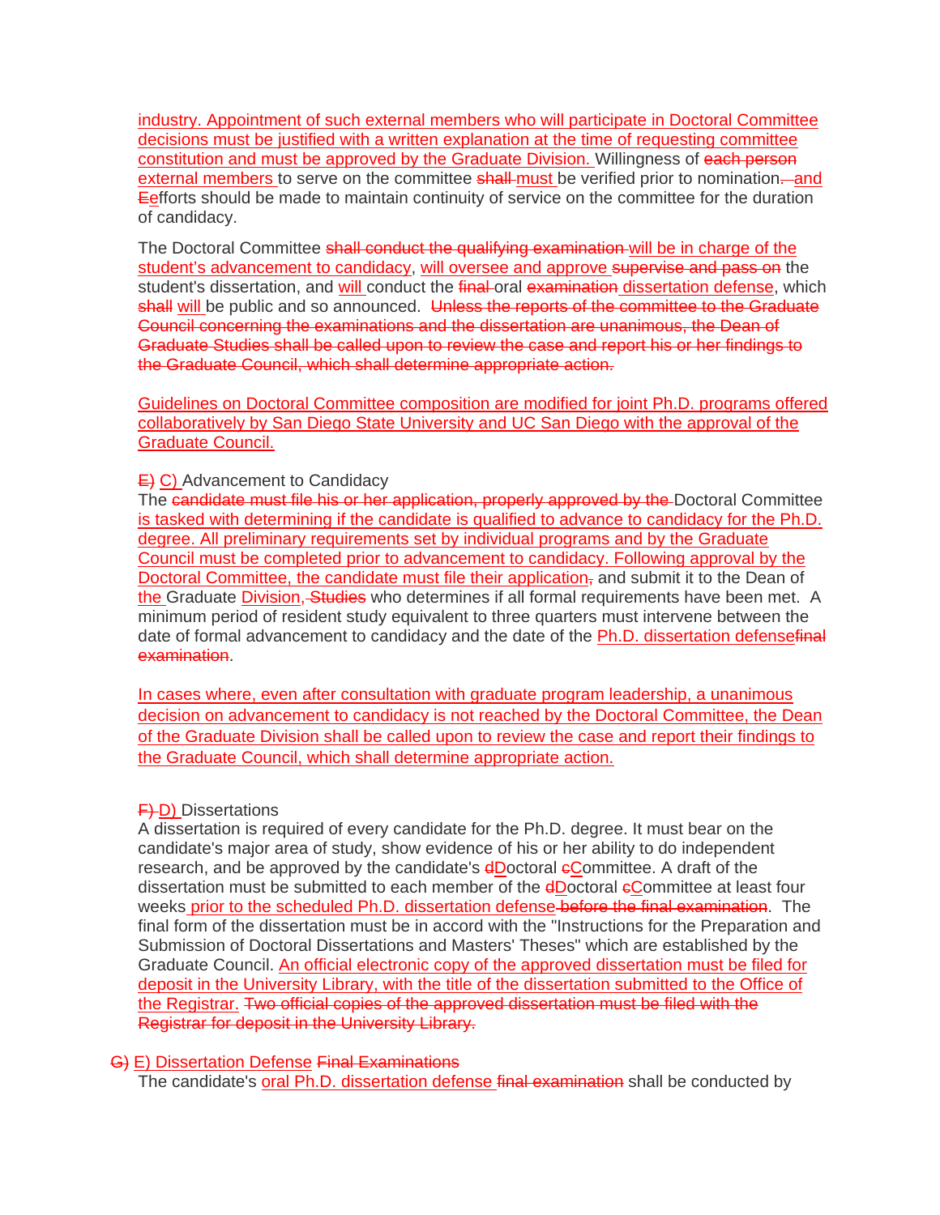industry. Appointment of such external members who will participate in Doctoral Committee decisions must be justified with a written explanation at the time of requesting committee constitution and must be approved by the Graduate Division. Willingness of ~~each person~~ external members to serve on the committee ~~shall~~ must be verified prior to nomination~~.~~ and ~~E~~efforts should be made to maintain continuity of service on the committee for the duration of candidacy.

The Doctoral Committee ~~shall conduct the qualifying examination~~ will be in charge of the student's advancement to candidacy, will oversee and approve ~~supervise and pass on~~ the student's dissertation, and will conduct the ~~final~~ oral ~~examination~~ dissertation defense, which ~~shall~~ will be public and so announced. ~~Unless the reports of the committee to the Graduate Council concerning the examinations and the dissertation are unanimous, the Dean of Graduate Studies shall be called upon to review the case and report his or her findings to the Graduate Council, which shall determine appropriate action.~~

Guidelines on Doctoral Committee composition are modified for joint Ph.D. programs offered collaboratively by San Diego State University and UC San Diego with the approval of the Graduate Council.

~~E)~~ C) Advancement to Candidacy

The ~~candidate must file his or her application, properly approved by the~~ Doctoral Committee is tasked with determining if the candidate is qualified to advance to candidacy for the Ph.D. degree. All preliminary requirements set by individual programs and by the Graduate Council must be completed prior to advancement to candidacy. Following approval by the Doctoral Committee, the candidate must file their application~~,~~ and submit it to the Dean of the Graduate Division, ~~Studies~~ who determines if all formal requirements have been met. A minimum period of resident study equivalent to three quarters must intervene between the date of formal advancement to candidacy and the date of the Ph.D. dissertation defense~~final examination~~.

In cases where, even after consultation with graduate program leadership, a unanimous decision on advancement to candidacy is not reached by the Doctoral Committee, the Dean of the Graduate Division shall be called upon to review the case and report their findings to the Graduate Council, which shall determine appropriate action.

~~F)~~ D) Dissertations

A dissertation is required of every candidate for the Ph.D. degree. It must bear on the candidate's major area of study, show evidence of his or her ability to do independent research, and be approved by the candidate's ~~d~~Doctoral ~~c~~Committee. A draft of the dissertation must be submitted to each member of the ~~d~~Doctoral ~~c~~Committee at least four weeks prior to the scheduled Ph.D. dissertation defense ~~before the final examination~~. The final form of the dissertation must be in accord with the "Instructions for the Preparation and Submission of Doctoral Dissertations and Masters' Theses" which are established by the Graduate Council. An official electronic copy of the approved dissertation must be filed for deposit in the University Library, with the title of the dissertation submitted to the Office of the Registrar. ~~Two official copies of the approved dissertation must be filed with the Registrar for deposit in the University Library.~~

~~G)~~ E) Dissertation Defense ~~Final Examinations~~

The candidate's oral Ph.D. dissertation defense ~~final examination~~ shall be conducted by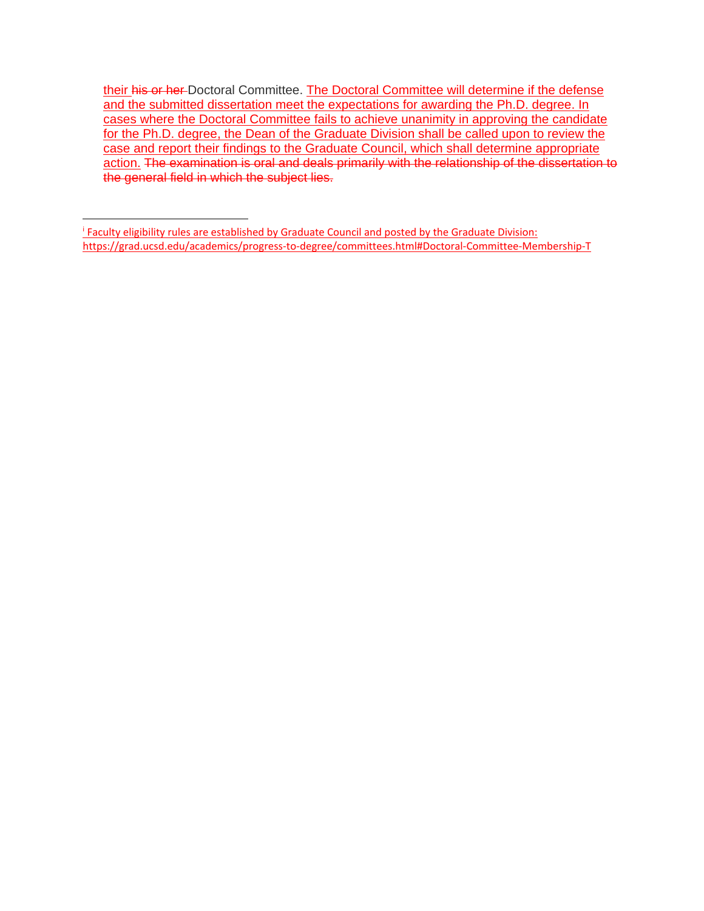their his or her Doctoral Committee. The Doctoral Committee will determine if the defense and the submitted dissertation meet the expectations for awarding the Ph.D. degree. In cases where the Doctoral Committee fails to achieve unanimity in approving the candidate for the Ph.D. degree, the Dean of the Graduate Division shall be called upon to review the case and report their findings to the Graduate Council, which shall determine appropriate action. The examination is oral and deals primarily with the relationship of the dissertation to the general field in which the subject lies.

---

[i] Faculty eligibility rules are established by Graduate Council and posted by the Graduate Division: https://grad.ucsd.edu/academics/progress-to-degree/committees.html#Doctoral-Committee-Membership-T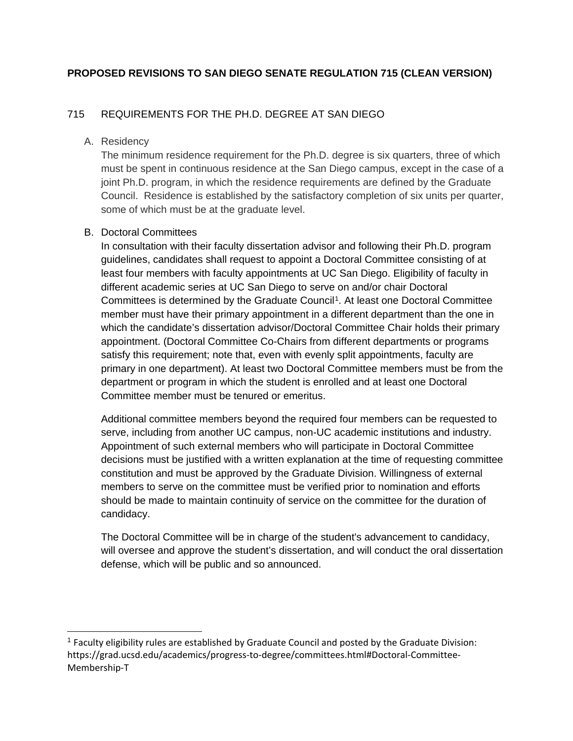**PROPOSED REVISIONS TO SAN DIEGO SENATE REGULATION 715 (CLEAN VERSION)**

715 REQUIREMENTS FOR THE PH.D. DEGREE AT SAN DIEGO

A. Residency

The minimum residence requirement for the Ph.D. degree is six quarters, three of which must be spent in continuous residence at the San Diego campus, except in the case of a joint Ph.D. program, in which the residence requirements are defined by the Graduate Council. Residence is established by the satisfactory completion of six units per quarter, some of which must be at the graduate level.

B. Doctoral Committees

In consultation with their faculty dissertation advisor and following their Ph.D. program guidelines, candidates shall request to appoint a Doctoral Committee consisting of at least four members with faculty appointments at UC San Diego. Eligibility of faculty in different academic series at UC San Diego to serve on and/or chair Doctoral Committees is determined by the Graduate Council[1]. At least one Doctoral Committee member must have their primary appointment in a different department than the one in which the candidate's dissertation advisor/Doctoral Committee Chair holds their primary appointment. (Doctoral Committee Co-Chairs from different departments or programs satisfy this requirement; note that, even with evenly split appointments, faculty are primary in one department). At least two Doctoral Committee members must be from the department or program in which the student is enrolled and at least one Doctoral Committee member must be tenured or emeritus.

Additional committee members beyond the required four members can be requested to serve, including from another UC campus, non-UC academic institutions and industry. Appointment of such external members who will participate in Doctoral Committee decisions must be justified with a written explanation at the time of requesting committee constitution and must be approved by the Graduate Division. Willingness of external members to serve on the committee must be verified prior to nomination and efforts should be made to maintain continuity of service on the committee for the duration of candidacy.

The Doctoral Committee will be in charge of the student's advancement to candidacy, will oversee and approve the student's dissertation, and will conduct the oral dissertation defense, which will be public and so announced.

---

[1] Faculty eligibility rules are established by Graduate Council and posted by the Graduate Division: https://grad.ucsd.edu/academics/progress-to-degree/committees.html#Doctoral-Committee-Membership-T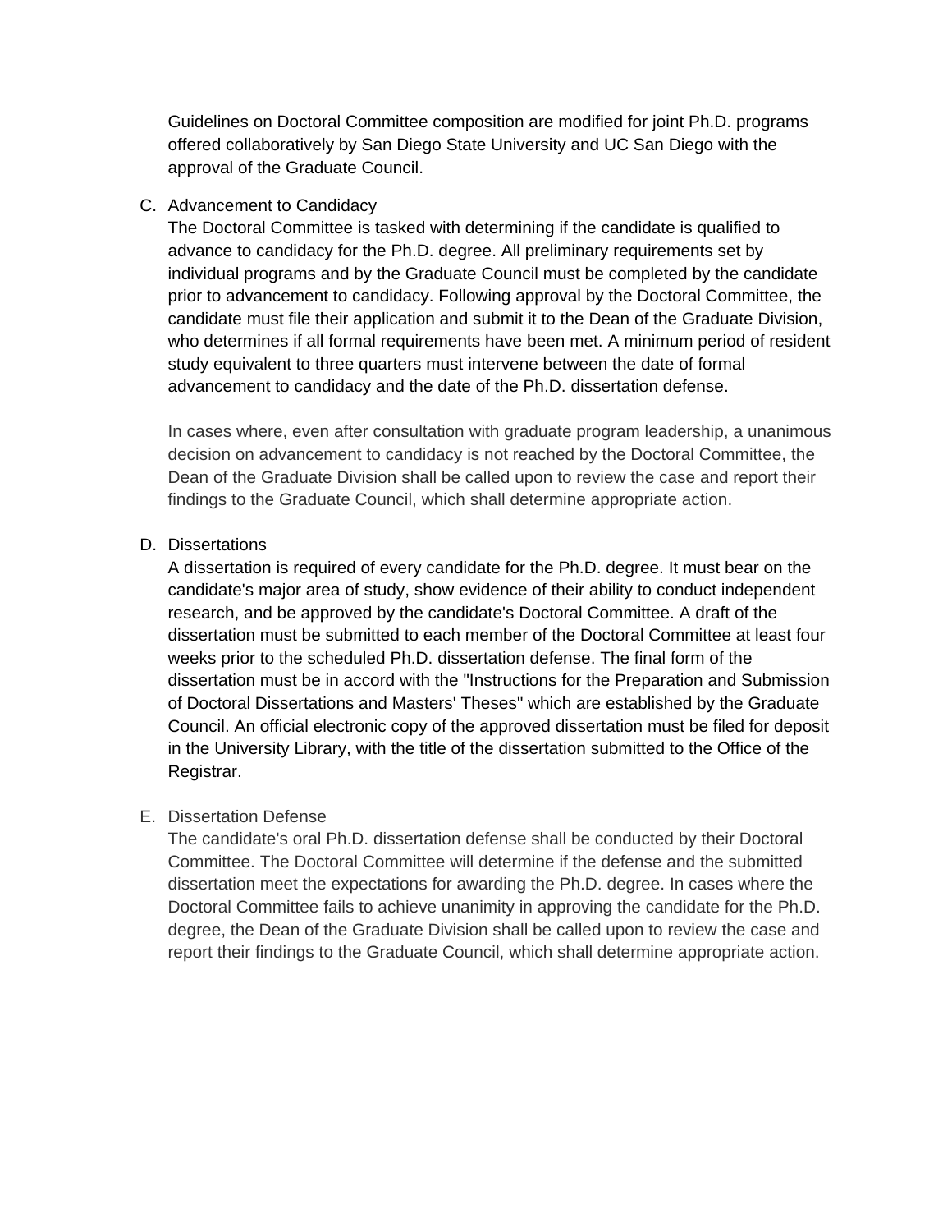Guidelines on Doctoral Committee composition are modified for joint Ph.D. programs offered collaboratively by San Diego State University and UC San Diego with the approval of the Graduate Council.

C. Advancement to Candidacy

The Doctoral Committee is tasked with determining if the candidate is qualified to advance to candidacy for the Ph.D. degree. All preliminary requirements set by individual programs and by the Graduate Council must be completed by the candidate prior to advancement to candidacy. Following approval by the Doctoral Committee, the candidate must file their application and submit it to the Dean of the Graduate Division, who determines if all formal requirements have been met. A minimum period of resident study equivalent to three quarters must intervene between the date of formal advancement to candidacy and the date of the Ph.D. dissertation defense.

In cases where, even after consultation with graduate program leadership, a unanimous decision on advancement to candidacy is not reached by the Doctoral Committee, the Dean of the Graduate Division shall be called upon to review the case and report their findings to the Graduate Council, which shall determine appropriate action.

D. Dissertations

A dissertation is required of every candidate for the Ph.D. degree. It must bear on the candidate's major area of study, show evidence of their ability to conduct independent research, and be approved by the candidate's Doctoral Committee. A draft of the dissertation must be submitted to each member of the Doctoral Committee at least four weeks prior to the scheduled Ph.D. dissertation defense. The final form of the dissertation must be in accord with the "Instructions for the Preparation and Submission of Doctoral Dissertations and Masters' Theses" which are established by the Graduate Council. An official electronic copy of the approved dissertation must be filed for deposit in the University Library, with the title of the dissertation submitted to the Office of the Registrar.

E. Dissertation Defense

The candidate's oral Ph.D. dissertation defense shall be conducted by their Doctoral Committee. The Doctoral Committee will determine if the defense and the submitted dissertation meet the expectations for awarding the Ph.D. degree. In cases where the Doctoral Committee fails to achieve unanimity in approving the candidate for the Ph.D. degree, the Dean of the Graduate Division shall be called upon to review the case and report their findings to the Graduate Council, which shall determine appropriate action.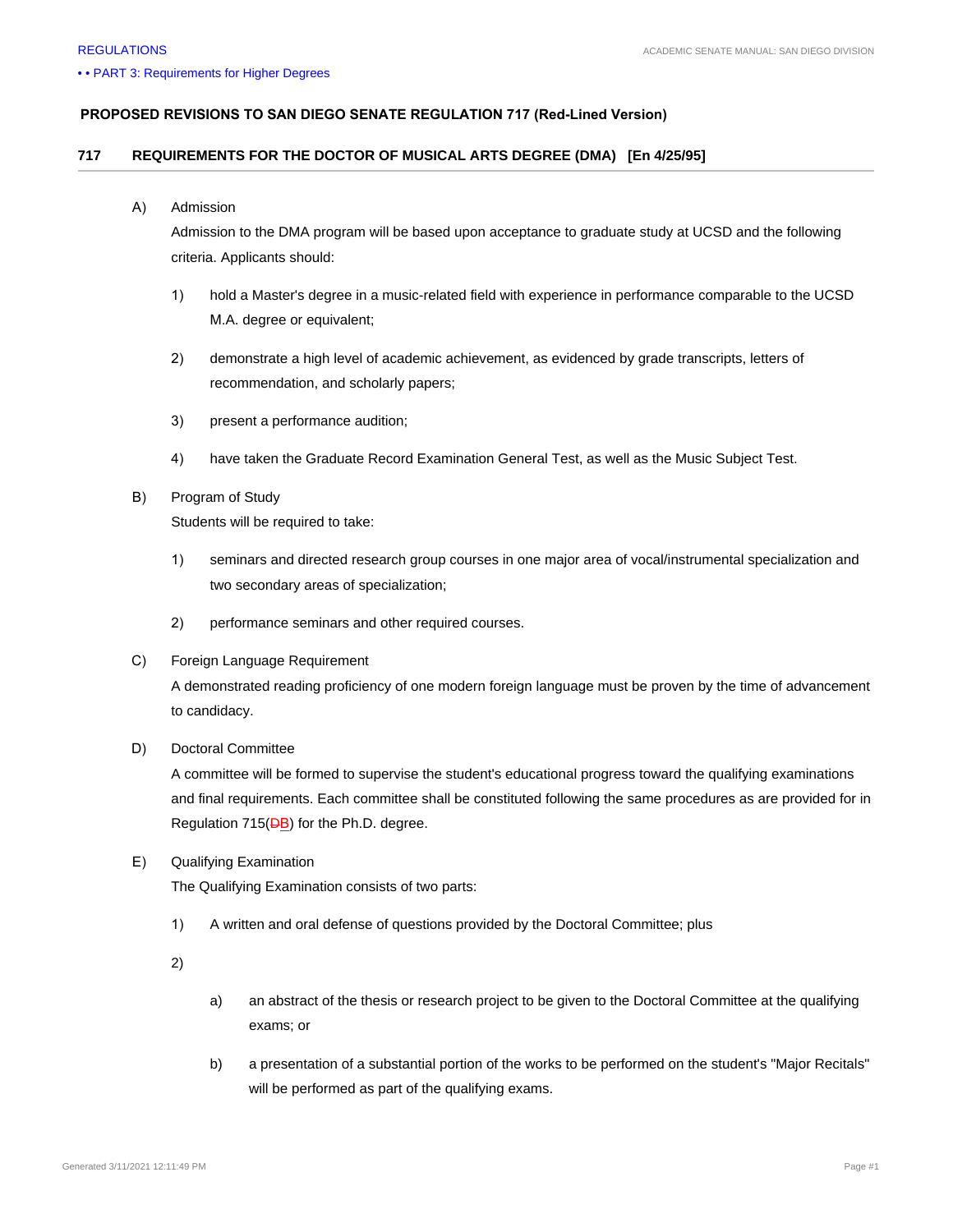**PROPOSED REVISIONS TO SAN DIEGO SENATE REGULATION 717 (Red-Lined Version)**

## 717 REQUIREMENTS FOR THE DOCTOR OF MUSICAL ARTS DEGREE (DMA) [En 4/25/95]

A) Admission

Admission to the DMA program will be based upon acceptance to graduate study at UCSD and the following criteria. Applicants should:

1) hold a Master's degree in a music-related field with experience in performance comparable to the UCSD M.A. degree or equivalent;

2) demonstrate a high level of academic achievement, as evidenced by grade transcripts, letters of recommendation, and scholarly papers;

3) present a performance audition;

4) have taken the Graduate Record Examination General Test, as well as the Music Subject Test.

B) Program of Study

Students will be required to take:

1) seminars and directed research group courses in one major area of vocal/instrumental specialization and two secondary areas of specialization;

2) performance seminars and other required courses.

C) Foreign Language Requirement

A demonstrated reading proficiency of one modern foreign language must be proven by the time of advancement to candidacy.

D) Doctoral Committee

A committee will be formed to supervise the student's educational progress toward the qualifying examinations and final requirements. Each committee shall be constituted following the same procedures as are provided for in Regulation 715(~~D~~B) for the Ph.D. degree.

E) Qualifying Examination

The Qualifying Examination consists of two parts:

1) A written and oral defense of questions provided by the Doctoral Committee; plus

2)

a) an abstract of the thesis or research project to be given to the Doctoral Committee at the qualifying exams; or

b) a presentation of a substantial portion of the works to be performed on the student's "Major Recitals" will be performed as part of the qualifying exams.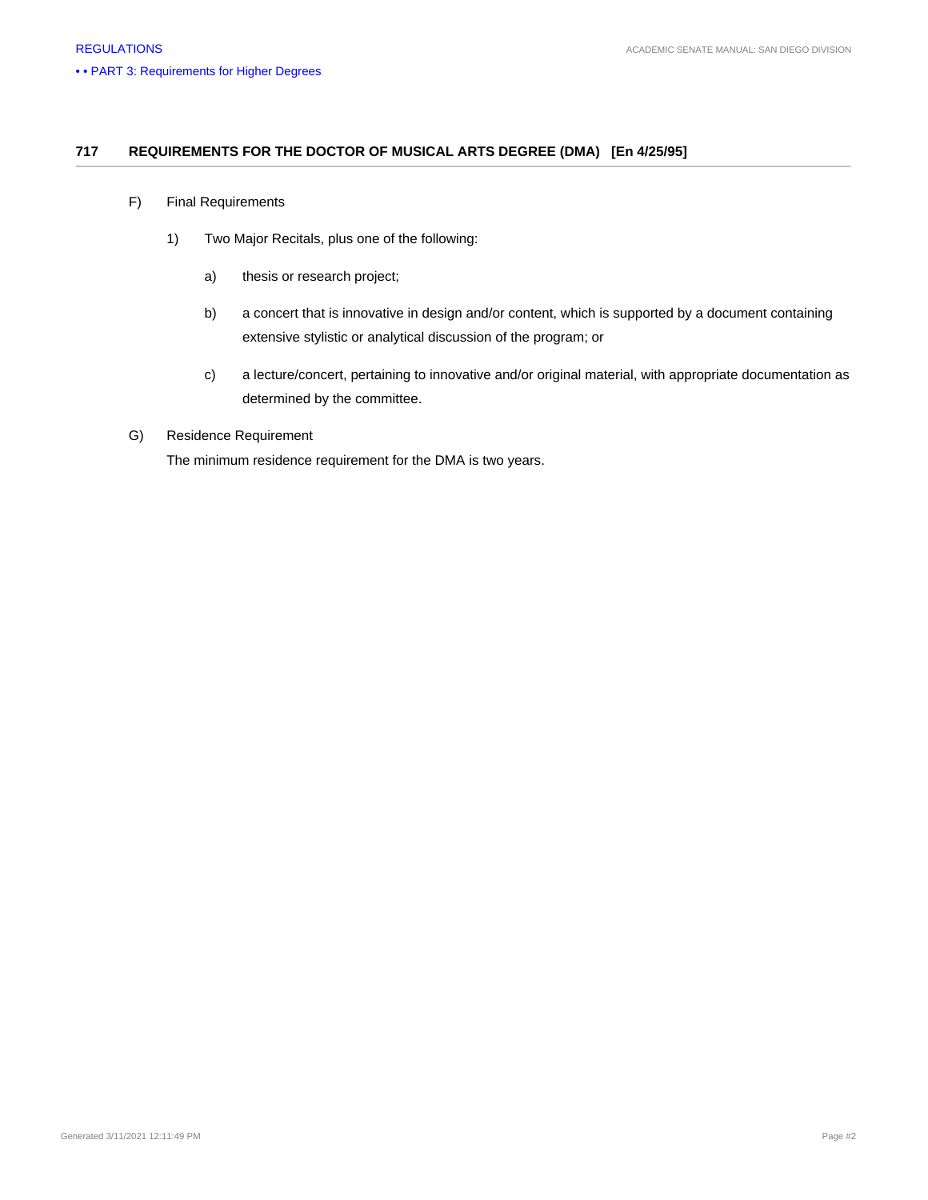## 717 REQUIREMENTS FOR THE DOCTOR OF MUSICAL ARTS DEGREE (DMA) [En 4/25/95]

F) Final Requirements

1) Two Major Recitals, plus one of the following:

a) thesis or research project;

b) a concert that is innovative in design and/or content, which is supported by a document containing extensive stylistic or analytical discussion of the program; or

c) a lecture/concert, pertaining to innovative and/or original material, with appropriate documentation as determined by the committee.

G) Residence Requirement

The minimum residence requirement for the DMA is two years.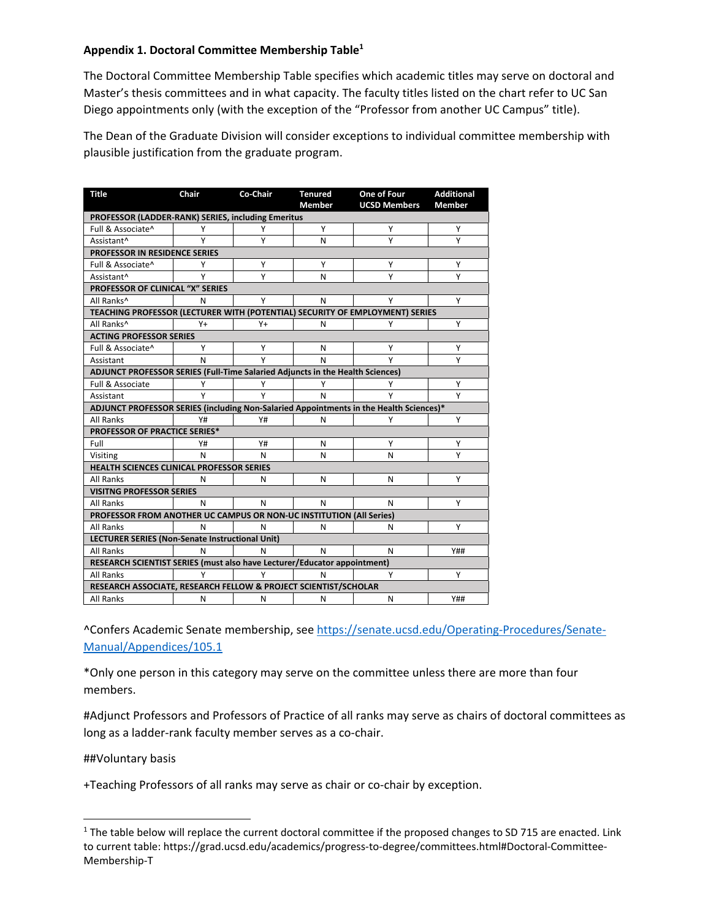**Appendix 1. Doctoral Committee Membership Table**[1]

The Doctoral Committee Membership Table specifies which academic titles may serve on doctoral and Master's thesis committees and in what capacity. The faculty titles listed on the chart refer to UC San Diego appointments only (with the exception of the "Professor from another UC Campus" title).

The Dean of the Graduate Division will consider exceptions to individual committee membership with plausible justification from the graduate program.

| Title | Chair | Co-Chair | Tenured Member | One of Four UCSD Members | Additional Member |
|---|---|---|---|---|---|
| **PROFESSOR (LADDER-RANK) SERIES, including Emeritus** | | | | | |
| Full & Associate^ | Y | Y | Y | Y | Y |
| Assistant^ | Y | Y | N | Y | Y |
| **PROFESSOR IN RESIDENCE SERIES** | | | | | |
| Full & Associate^ | Y | Y | Y | Y | Y |
| Assistant^ | Y | Y | N | Y | Y |
| **PROFESSOR OF CLINICAL "X" SERIES** | | | | | |
| All Ranks^ | N | Y | N | Y | Y |
| **TEACHING PROFESSOR (LECTURER WITH (POTENTIAL) SECURITY OF EMPLOYMENT) SERIES** | | | | | |
| All Ranks^ | Y+ | Y+ | N | Y | Y |
| **ACTING PROFESSOR SERIES** | | | | | |
| Full & Associate^ | Y | Y | N | Y | Y |
| Assistant | N | Y | N | Y | Y |
| **ADJUNCT PROFESSOR SERIES (Full-Time Salaried Adjuncts in the Health Sciences)** | | | | | |
| Full & Associate | Y | Y | Y | Y | Y |
| Assistant | Y | Y | N | Y | Y |
| **ADJUNCT PROFESSOR SERIES (including Non-Salaried Appointments in the Health Sciences)*** | | | | | |
| All Ranks | Y# | Y# | N | Y | Y |
| **PROFESSOR OF PRACTICE SERIES*** | | | | | |
| Full | Y# | Y# | N | Y | Y |
| Visiting | N | N | N | N | Y |
| **HEALTH SCIENCES CLINICAL PROFESSOR SERIES** | | | | | |
| All Ranks | N | N | N | N | Y |
| **VISITNG PROFESSOR SERIES** | | | | | |
| All Ranks | N | N | N | N | Y |
| **PROFESSOR FROM ANOTHER UC CAMPUS OR NON-UC INSTITUTION (All Series)** | | | | | |
| All Ranks | N | N | N | N | Y |
| **LECTURER SERIES (Non-Senate Instructional Unit)** | | | | | |
| All Ranks | N | N | N | N | Y## |
| **RESEARCH SCIENTIST SERIES (must also have Lecturer/Educator appointment)** | | | | | |
| All Ranks | Y | Y | N | Y | Y |
| **RESEARCH ASSOCIATE, RESEARCH FELLOW & PROJECT SCIENTIST/SCHOLAR** | | | | | |
| All Ranks | N | N | N | N | Y## |

^Confers Academic Senate membership, see https://senate.ucsd.edu/Operating-Procedures/Senate-Manual/Appendices/105.1

*Only one person in this category may serve on the committee unless there are more than four members.

#Adjunct Professors and Professors of Practice of all ranks may serve as chairs of doctoral committees as long as a ladder-rank faculty member serves as a co-chair.

##Voluntary basis

+Teaching Professors of all ranks may serve as chair or co-chair by exception.

[1] The table below will replace the current doctoral committee if the proposed changes to SD 715 are enacted. Link to current table: https://grad.ucsd.edu/academics/progress-to-degree/committees.html#Doctoral-Committee-Membership-T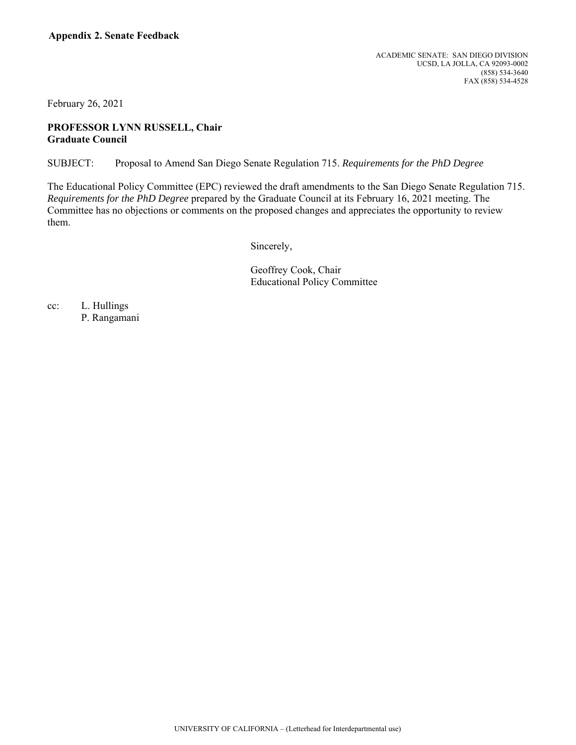**Appendix 2. Senate Feedback**

ACADEMIC SENATE: SAN DIEGO DIVISION
UCSD, LA JOLLA, CA 92093-0002
(858) 534-3640
FAX (858) 534-4528

February 26, 2021

**PROFESSOR LYNN RUSSELL, Chair**
**Graduate Council**

SUBJECT: Proposal to Amend San Diego Senate Regulation 715. *Requirements for the PhD Degree*

The Educational Policy Committee (EPC) reviewed the draft amendments to the San Diego Senate Regulation 715. *Requirements for the PhD Degree* prepared by the Graduate Council at its February 16, 2021 meeting. The Committee has no objections or comments on the proposed changes and appreciates the opportunity to review them.

Sincerely,

Geoffrey Cook, Chair
Educational Policy Committee

cc: L. Hullings
P. Rangamani

UNIVERSITY OF CALIFORNIA – (Letterhead for Interdepartmental use)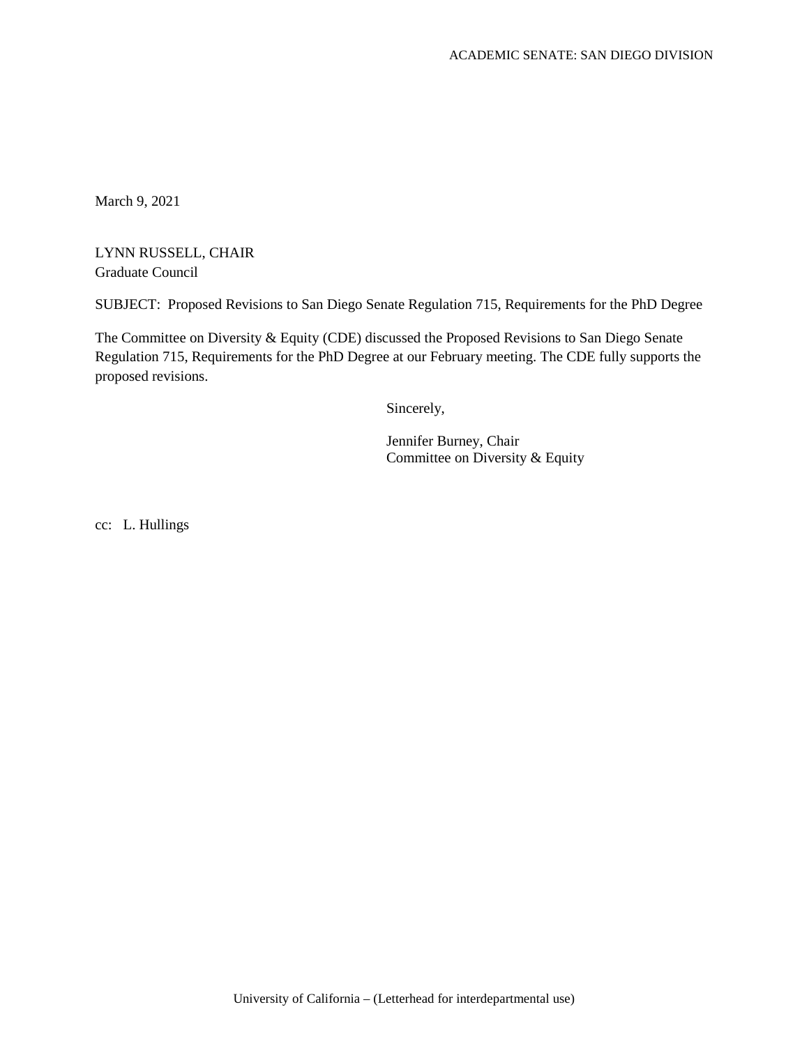ACADEMIC SENATE: SAN DIEGO DIVISION

March 9, 2021

LYNN RUSSELL, CHAIR
Graduate Council

SUBJECT: Proposed Revisions to San Diego Senate Regulation 715, Requirements for the PhD Degree

The Committee on Diversity & Equity (CDE) discussed the Proposed Revisions to San Diego Senate Regulation 715, Requirements for the PhD Degree at our February meeting. The CDE fully supports the proposed revisions.

Sincerely,

Jennifer Burney, Chair
Committee on Diversity & Equity

cc: L. Hullings

University of California – (Letterhead for interdepartmental use)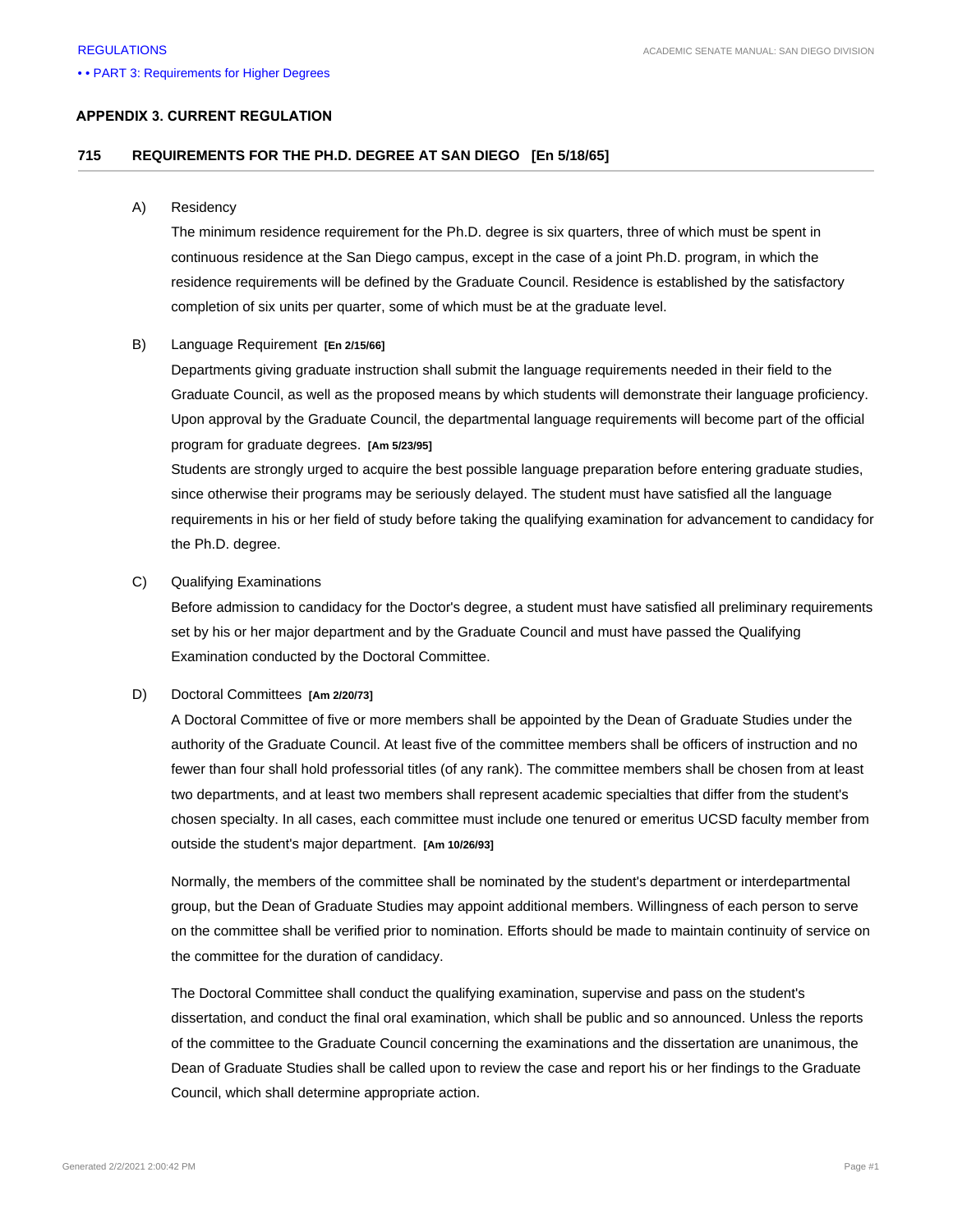## APPENDIX 3. CURRENT REGULATION

### 715 REQUIREMENTS FOR THE PH.D. DEGREE AT SAN DIEGO [En 5/18/65]

A) Residency

The minimum residence requirement for the Ph.D. degree is six quarters, three of which must be spent in continuous residence at the San Diego campus, except in the case of a joint Ph.D. program, in which the residence requirements will be defined by the Graduate Council. Residence is established by the satisfactory completion of six units per quarter, some of which must be at the graduate level.

B) Language Requirement **[En 2/15/66]**

Departments giving graduate instruction shall submit the language requirements needed in their field to the Graduate Council, as well as the proposed means by which students will demonstrate their language proficiency. Upon approval by the Graduate Council, the departmental language requirements will become part of the official program for graduate degrees. **[Am 5/23/95]**

Students are strongly urged to acquire the best possible language preparation before entering graduate studies, since otherwise their programs may be seriously delayed. The student must have satisfied all the language requirements in his or her field of study before taking the qualifying examination for advancement to candidacy for the Ph.D. degree.

C) Qualifying Examinations

Before admission to candidacy for the Doctor's degree, a student must have satisfied all preliminary requirements set by his or her major department and by the Graduate Council and must have passed the Qualifying Examination conducted by the Doctoral Committee.

D) Doctoral Committees **[Am 2/20/73]**

A Doctoral Committee of five or more members shall be appointed by the Dean of Graduate Studies under the authority of the Graduate Council. At least five of the committee members shall be officers of instruction and no fewer than four shall hold professorial titles (of any rank). The committee members shall be chosen from at least two departments, and at least two members shall represent academic specialties that differ from the student's chosen specialty. In all cases, each committee must include one tenured or emeritus UCSD faculty member from outside the student's major department. **[Am 10/26/93]**

Normally, the members of the committee shall be nominated by the student's department or interdepartmental group, but the Dean of Graduate Studies may appoint additional members. Willingness of each person to serve on the committee shall be verified prior to nomination. Efforts should be made to maintain continuity of service on the committee for the duration of candidacy.

The Doctoral Committee shall conduct the qualifying examination, supervise and pass on the student's dissertation, and conduct the final oral examination, which shall be public and so announced. Unless the reports of the committee to the Graduate Council concerning the examinations and the dissertation are unanimous, the Dean of Graduate Studies shall be called upon to review the case and report his or her findings to the Graduate Council, which shall determine appropriate action.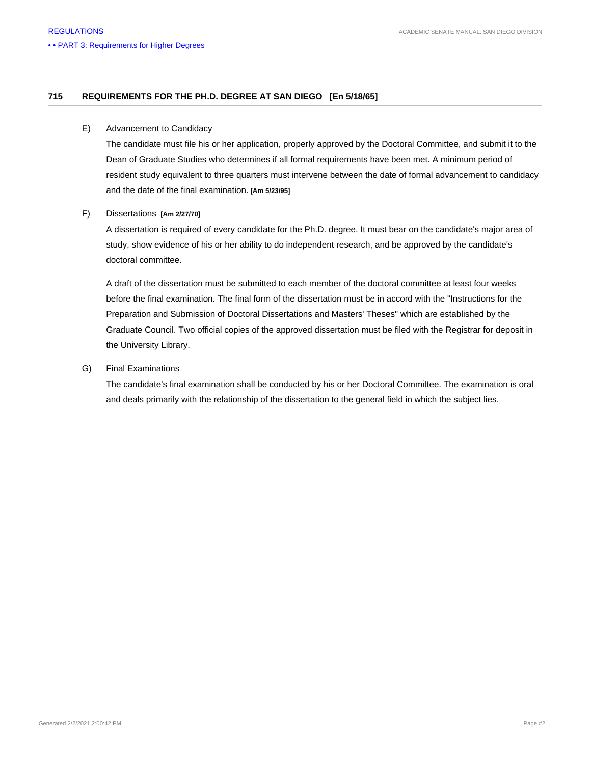## 715 REQUIREMENTS FOR THE PH.D. DEGREE AT SAN DIEGO [En 5/18/65]

E) Advancement to Candidacy

The candidate must file his or her application, properly approved by the Doctoral Committee, and submit it to the Dean of Graduate Studies who determines if all formal requirements have been met. A minimum period of resident study equivalent to three quarters must intervene between the date of formal advancement to candidacy and the date of the final examination. **[Am 5/23/95]**

F) Dissertations **[Am 2/27/70]**

A dissertation is required of every candidate for the Ph.D. degree. It must bear on the candidate's major area of study, show evidence of his or her ability to do independent research, and be approved by the candidate's doctoral committee.

A draft of the dissertation must be submitted to each member of the doctoral committee at least four weeks before the final examination. The final form of the dissertation must be in accord with the "Instructions for the Preparation and Submission of Doctoral Dissertations and Masters' Theses" which are established by the Graduate Council. Two official copies of the approved dissertation must be filed with the Registrar for deposit in the University Library.

G) Final Examinations

The candidate's final examination shall be conducted by his or her Doctoral Committee. The examination is oral and deals primarily with the relationship of the dissertation to the general field in which the subject lies.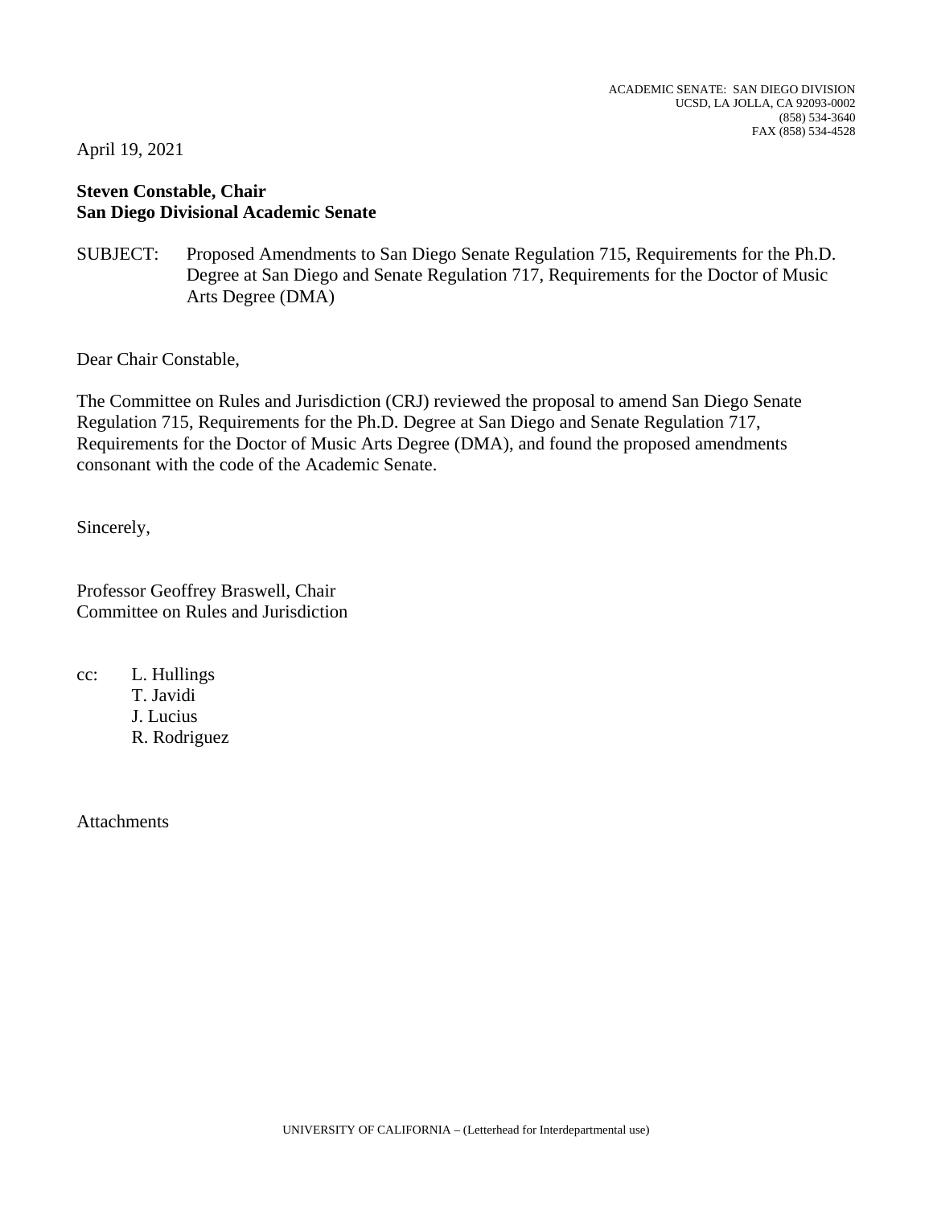ACADEMIC SENATE: SAN DIEGO DIVISION
UCSD, LA JOLLA, CA 92093-0002
(858) 534-3640
FAX (858) 534-4528

April 19, 2021

**Steven Constable, Chair**
**San Diego Divisional Academic Senate**

SUBJECT: Proposed Amendments to San Diego Senate Regulation 715, Requirements for the Ph.D. Degree at San Diego and Senate Regulation 717, Requirements for the Doctor of Music Arts Degree (DMA)

Dear Chair Constable,

The Committee on Rules and Jurisdiction (CRJ) reviewed the proposal to amend San Diego Senate Regulation 715, Requirements for the Ph.D. Degree at San Diego and Senate Regulation 717, Requirements for the Doctor of Music Arts Degree (DMA), and found the proposed amendments consonant with the code of the Academic Senate.

Sincerely,

Professor Geoffrey Braswell, Chair
Committee on Rules and Jurisdiction

cc: L. Hullings
T. Javidi
J. Lucius
R. Rodriguez

Attachments

UNIVERSITY OF CALIFORNIA – (Letterhead for Interdepartmental use)